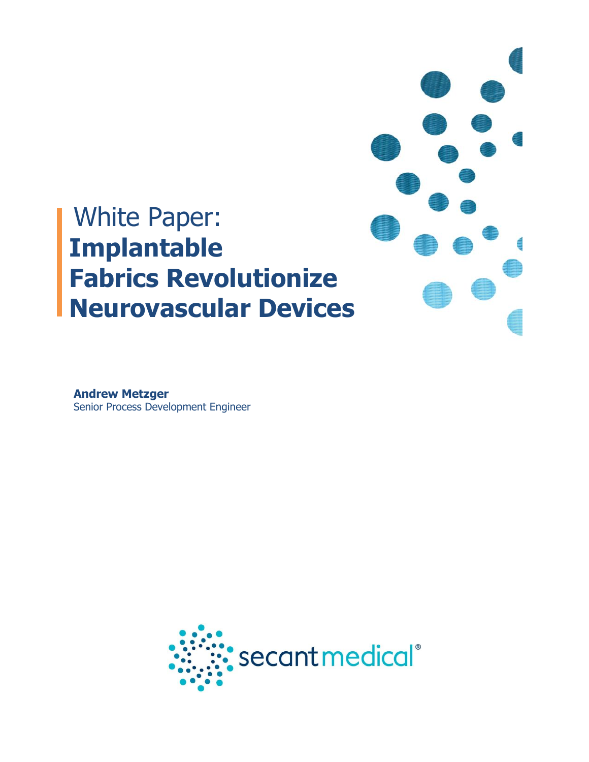# White Paper: Implantable Fabrics Revolutionize Neurovascular Devices

**Andrew Metzger**
Senior Process Development Engineer

secantmedical®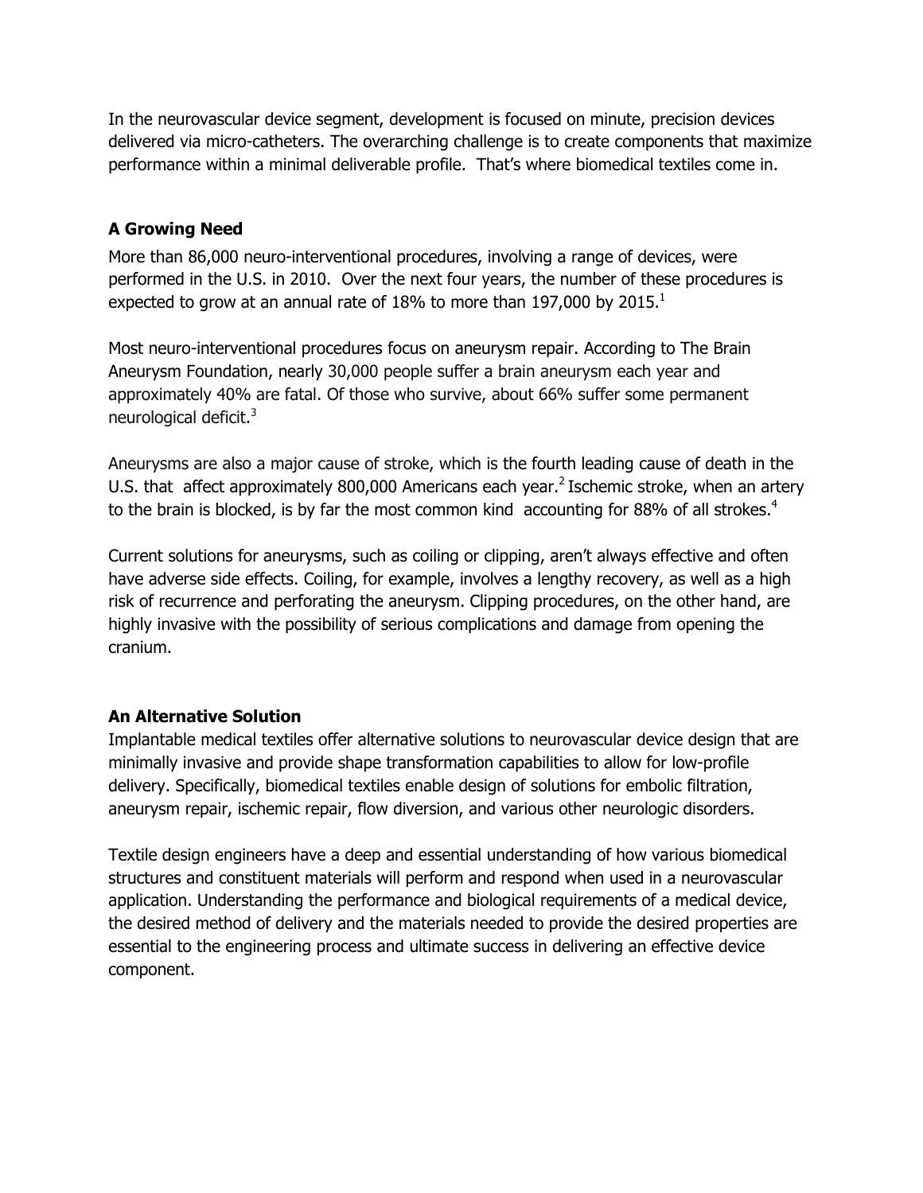In the neurovascular device segment, development is focused on minute, precision devices delivered via micro-catheters. The overarching challenge is to create components that maximize performance within a minimal deliverable profile. That's where biomedical textiles come in.

### A Growing Need

More than 86,000 neuro-interventional procedures, involving a range of devices, were performed in the U.S. in 2010. Over the next four years, the number of these procedures is expected to grow at an annual rate of 18% to more than 197,000 by 2015.[1]

Most neuro-interventional procedures focus on aneurysm repair. According to The Brain Aneurysm Foundation, nearly 30,000 people suffer a brain aneurysm each year and approximately 40% are fatal. Of those who survive, about 66% suffer some permanent neurological deficit.[3]

Aneurysms are also a major cause of stroke, which is the fourth leading cause of death in the U.S. that affect approximately 800,000 Americans each year.[2] Ischemic stroke, when an artery to the brain is blocked, is by far the most common kind accounting for 88% of all strokes.[4]

Current solutions for aneurysms, such as coiling or clipping, aren't always effective and often have adverse side effects. Coiling, for example, involves a lengthy recovery, as well as a high risk of recurrence and perforating the aneurysm. Clipping procedures, on the other hand, are highly invasive with the possibility of serious complications and damage from opening the cranium.

### An Alternative Solution

Implantable medical textiles offer alternative solutions to neurovascular device design that are minimally invasive and provide shape transformation capabilities to allow for low-profile delivery. Specifically, biomedical textiles enable design of solutions for embolic filtration, aneurysm repair, ischemic repair, flow diversion, and various other neurologic disorders.

Textile design engineers have a deep and essential understanding of how various biomedical structures and constituent materials will perform and respond when used in a neurovascular application. Understanding the performance and biological requirements of a medical device, the desired method of delivery and the materials needed to provide the desired properties are essential to the engineering process and ultimate success in delivering an effective device component.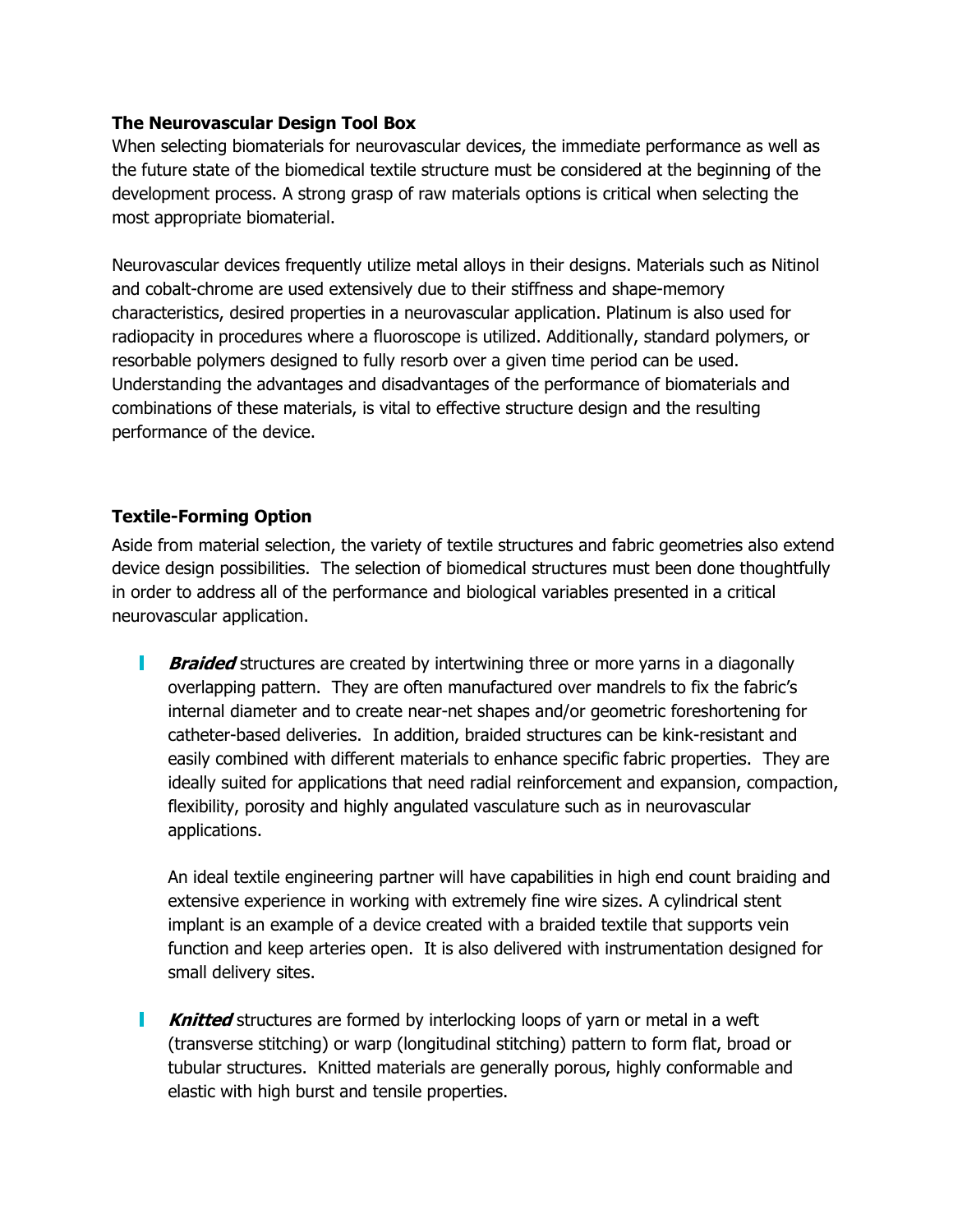### The Neurovascular Design Tool Box

When selecting biomaterials for neurovascular devices, the immediate performance as well as the future state of the biomedical textile structure must be considered at the beginning of the development process. A strong grasp of raw materials options is critical when selecting the most appropriate biomaterial.

Neurovascular devices frequently utilize metal alloys in their designs. Materials such as Nitinol and cobalt-chrome are used extensively due to their stiffness and shape-memory characteristics, desired properties in a neurovascular application. Platinum is also used for radiopacity in procedures where a fluoroscope is utilized. Additionally, standard polymers, or resorbable polymers designed to fully resorb over a given time period can be used. Understanding the advantages and disadvantages of the performance of biomaterials and combinations of these materials, is vital to effective structure design and the resulting performance of the device.

### Textile-Forming Option

Aside from material selection, the variety of textile structures and fabric geometries also extend device design possibilities. The selection of biomedical structures must been done thoughtfully in order to address all of the performance and biological variables presented in a critical neurovascular application.

- ***Braided*** structures are created by intertwining three or more yarns in a diagonally overlapping pattern. They are often manufactured over mandrels to fix the fabric's internal diameter and to create near-net shapes and/or geometric foreshortening for catheter-based deliveries. In addition, braided structures can be kink-resistant and easily combined with different materials to enhance specific fabric properties. They are ideally suited for applications that need radial reinforcement and expansion, compaction, flexibility, porosity and highly angulated vasculature such as in neurovascular applications.

  An ideal textile engineering partner will have capabilities in high end count braiding and extensive experience in working with extremely fine wire sizes. A cylindrical stent implant is an example of a device created with a braided textile that supports vein function and keep arteries open. It is also delivered with instrumentation designed for small delivery sites.

- ***Knitted*** structures are formed by interlocking loops of yarn or metal in a weft (transverse stitching) or warp (longitudinal stitching) pattern to form flat, broad or tubular structures. Knitted materials are generally porous, highly conformable and elastic with high burst and tensile properties.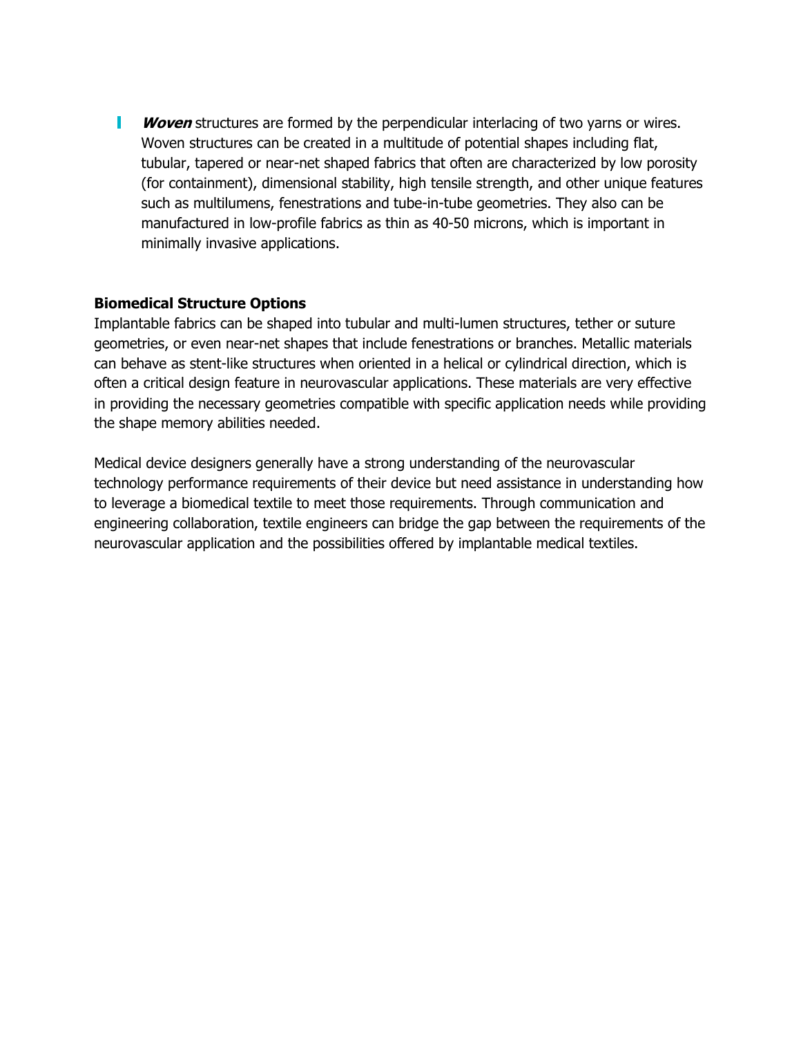- ***Woven*** structures are formed by the perpendicular interlacing of two yarns or wires. Woven structures can be created in a multitude of potential shapes including flat, tubular, tapered or near-net shaped fabrics that often are characterized by low porosity (for containment), dimensional stability, high tensile strength, and other unique features such as multilumens, fenestrations and tube-in-tube geometries. They also can be manufactured in low-profile fabrics as thin as 40-50 microns, which is important in minimally invasive applications.

**Biomedical Structure Options**

Implantable fabrics can be shaped into tubular and multi-lumen structures, tether or suture geometries, or even near-net shapes that include fenestrations or branches. Metallic materials can behave as stent-like structures when oriented in a helical or cylindrical direction, which is often a critical design feature in neurovascular applications. These materials are very effective in providing the necessary geometries compatible with specific application needs while providing the shape memory abilities needed.

Medical device designers generally have a strong understanding of the neurovascular technology performance requirements of their device but need assistance in understanding how to leverage a biomedical textile to meet those requirements. Through communication and engineering collaboration, textile engineers can bridge the gap between the requirements of the neurovascular application and the possibilities offered by implantable medical textiles.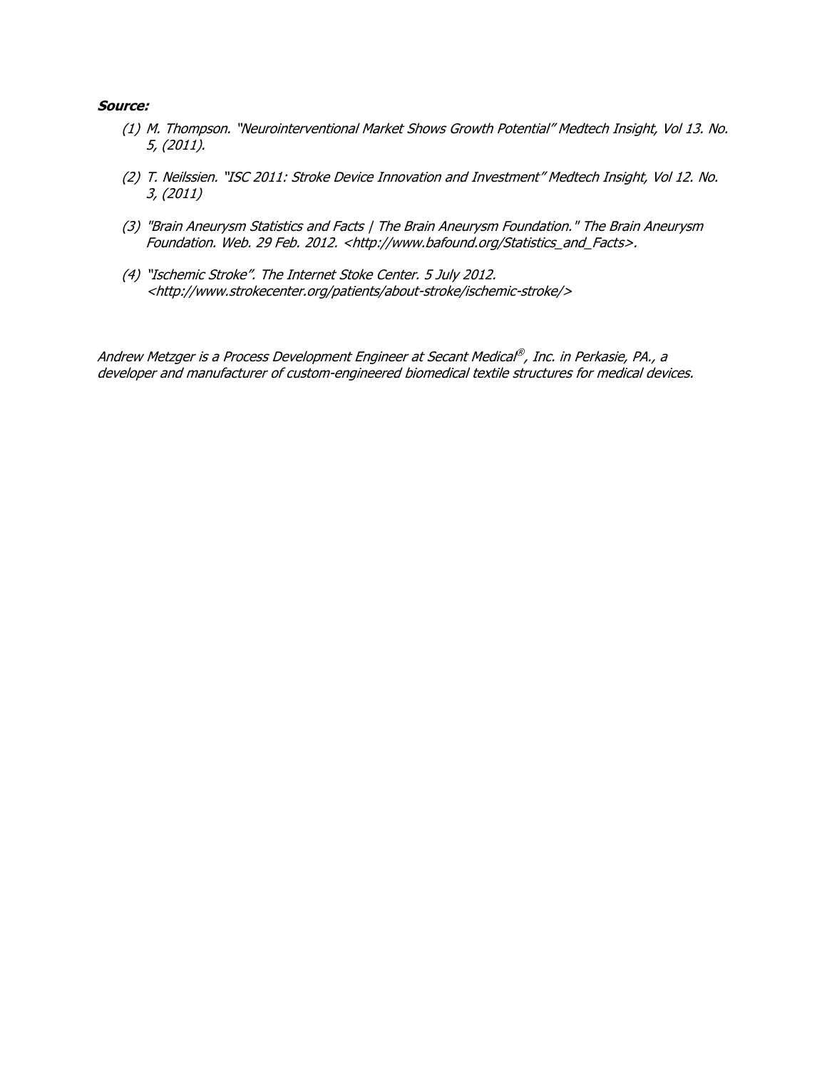***Source:***

1. *M. Thompson. "Neurointerventional Market Shows Growth Potential" Medtech Insight, Vol 13. No. 5, (2011).*

2. *T. Neilssien. "ISC 2011: Stroke Device Innovation and Investment" Medtech Insight, Vol 12. No. 3, (2011)*

3. *"Brain Aneurysm Statistics and Facts | The Brain Aneurysm Foundation." The Brain Aneurysm Foundation. Web. 29 Feb. 2012. <http://www.bafound.org/Statistics_and_Facts>.*

4. *"Ischemic Stroke". The Internet Stoke Center. 5 July 2012. <http://www.strokecenter.org/patients/about-stroke/ischemic-stroke/>*

*Andrew Metzger is a Process Development Engineer at Secant Medical®, Inc. in Perkasie, PA., a developer and manufacturer of custom-engineered biomedical textile structures for medical devices.*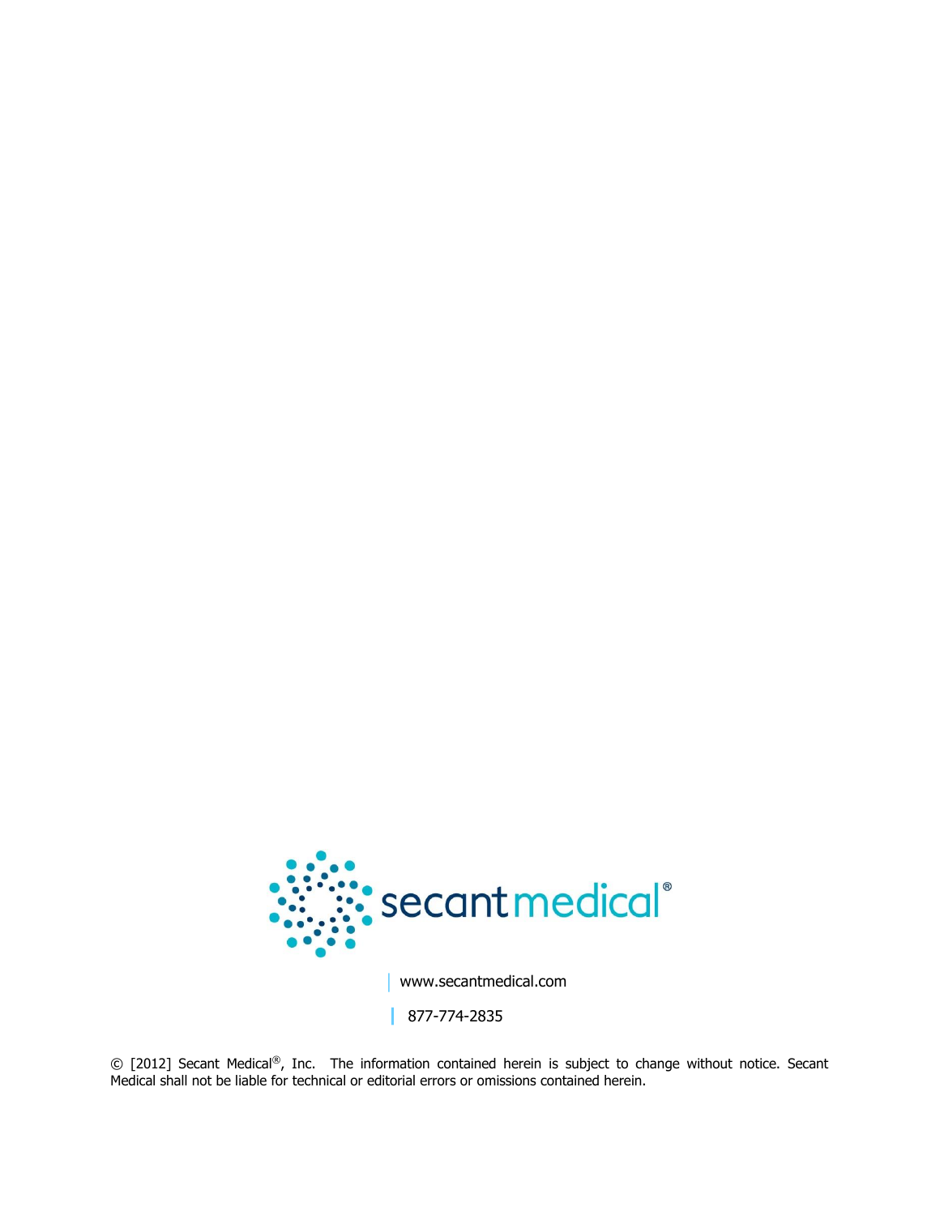secantmedical®

www.secantmedical.com

877-774-2835

© [2012] Secant Medical®, Inc. The information contained herein is subject to change without notice. Secant Medical shall not be liable for technical or editorial errors or omissions contained herein.